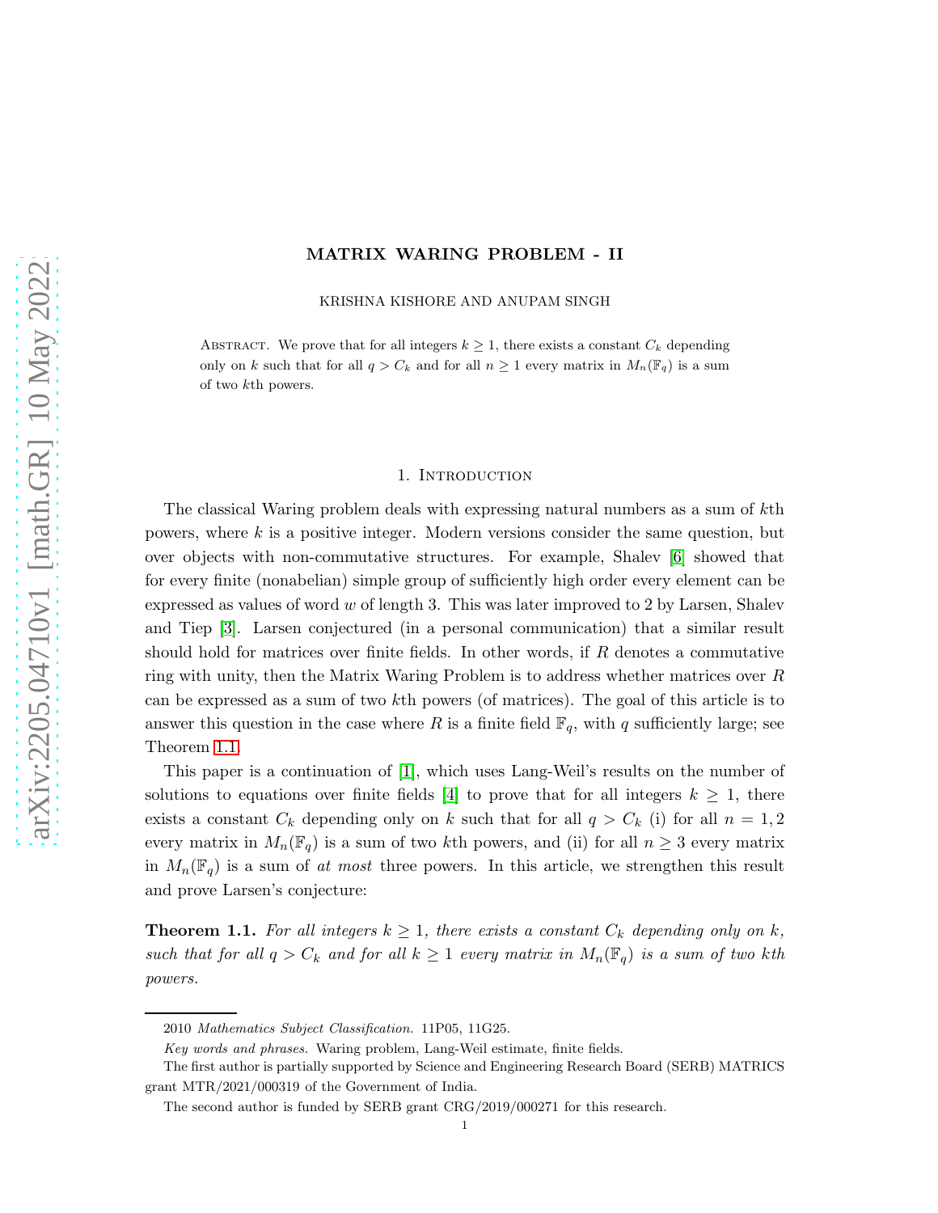# MATRIX WARING PROBLEM - II

KRISHNA KISHORE AND ANUPAM SINGH

Abstract. We prove that for all integers $k \geq 1$, there exists a constant $C_k$ depending only on $k$ such that for all $q > C_k$ and for all $n \geq 1$ every matrix in $M_n(\mathbb{F}_q)$ is a sum of two $k$th powers.

## 1. Introduction

The classical Waring problem deals with expressing natural numbers as a sum of $k$th powers, where $k$ is a positive integer. Modern versions consider the same question, but over objects with non-commutative structures. For example, Shalev [6] showed that for every finite (nonabelian) simple group of sufficiently high order every element can be expressed as values of word $w$ of length 3. This was later improved to 2 by Larsen, Shalev and Tiep [3]. Larsen conjectured (in a personal communication) that a similar result should hold for matrices over finite fields. In other words, if $R$ denotes a commutative ring with unity, then the Matrix Waring Problem is to address whether matrices over $R$ can be expressed as a sum of two $k$th powers (of matrices). The goal of this article is to answer this question in the case where $R$ is a finite field $\mathbb{F}_q$, with $q$ sufficiently large; see Theorem 1.1.

This paper is a continuation of [1], which uses Lang-Weil's results on the number of solutions to equations over finite fields [4] to prove that for all integers $k \geq 1$, there exists a constant $C_k$ depending only on $k$ such that for all $q > C_k$ (i) for all $n = 1, 2$ every matrix in $M_n(\mathbb{F}_q)$ is a sum of two $k$th powers, and (ii) for all $n \geq 3$ every matrix in $M_n(\mathbb{F}_q)$ is a sum of *at most* three powers. In this article, we strengthen this result and prove Larsen's conjecture:

**Theorem 1.1.** *For all integers $k \geq 1$, there exists a constant $C_k$ depending only on $k$, such that for all $q > C_k$ and for all $k \geq 1$ every matrix in $M_n(\mathbb{F}_q)$ is a sum of two $k$th powers.*

---

2010 *Mathematics Subject Classification.* 11P05, 11G25.

*Key words and phrases.* Waring problem, Lang-Weil estimate, finite fields.

The first author is partially supported by Science and Engineering Research Board (SERB) MATRICS grant MTR/2021/000319 of the Government of India.

The second author is funded by SERB grant CRG/2019/000271 for this research.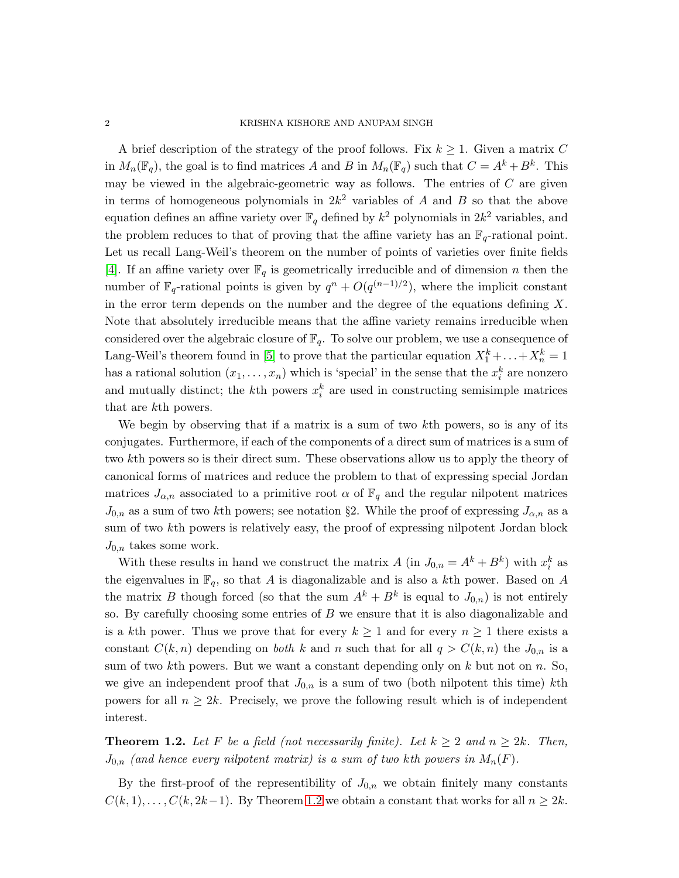A brief description of the strategy of the proof follows. Fix $k \geq 1$. Given a matrix $C$ in $M_n(\mathbb{F}_q)$, the goal is to find matrices $A$ and $B$ in $M_n(\mathbb{F}_q)$ such that $C = A^k + B^k$. This may be viewed in the algebraic-geometric way as follows. The entries of $C$ are given in terms of homogeneous polynomials in $2k^2$ variables of $A$ and $B$ so that the above equation defines an affine variety over $\mathbb{F}_q$ defined by $k^2$ polynomials in $2k^2$ variables, and the problem reduces to that of proving that the affine variety has an $\mathbb{F}_q$-rational point. Let us recall Lang-Weil's theorem on the number of points of varieties over finite fields [4]. If an affine variety over $\mathbb{F}_q$ is geometrically irreducible and of dimension $n$ then the number of $\mathbb{F}_q$-rational points is given by $q^n + O(q^{(n-1)/2})$, where the implicit constant in the error term depends on the number and the degree of the equations defining $X$. Note that absolutely irreducible means that the affine variety remains irreducible when considered over the algebraic closure of $\mathbb{F}_q$. To solve our problem, we use a consequence of Lang-Weil's theorem found in [5] to prove that the particular equation $X_1^k + \ldots + X_n^k = 1$ has a rational solution $(x_1, \ldots, x_n)$ which is 'special' in the sense that the $x_i^k$ are nonzero and mutually distinct; the $k$th powers $x_i^k$ are used in constructing semisimple matrices that are $k$th powers.

We begin by observing that if a matrix is a sum of two $k$th powers, so is any of its conjugates. Furthermore, if each of the components of a direct sum of matrices is a sum of two $k$th powers so is their direct sum. These observations allow us to apply the theory of canonical forms of matrices and reduce the problem to that of expressing special Jordan matrices $J_{\alpha,n}$ associated to a primitive root $\alpha$ of $\mathbb{F}_q$ and the regular nilpotent matrices $J_{0,n}$ as a sum of two $k$th powers; see notation §2. While the proof of expressing $J_{\alpha,n}$ as a sum of two $k$th powers is relatively easy, the proof of expressing nilpotent Jordan block $J_{0,n}$ takes some work.

With these results in hand we construct the matrix $A$ (in $J_{0,n} = A^k + B^k$) with $x_i^k$ as the eigenvalues in $\mathbb{F}_q$, so that $A$ is diagonalizable and is also a $k$th power. Based on $A$ the matrix $B$ though forced (so that the sum $A^k + B^k$ is equal to $J_{0,n}$) is not entirely so. By carefully choosing some entries of $B$ we ensure that it is also diagonalizable and is a $k$th power. Thus we prove that for every $k \geq 1$ and for every $n \geq 1$ there exists a constant $C(k, n)$ depending on *both* $k$ and $n$ such that for all $q > C(k, n)$ the $J_{0,n}$ is a sum of two $k$th powers. But we want a constant depending only on $k$ but not on $n$. So, we give an independent proof that $J_{0,n}$ is a sum of two (both nilpotent this time) $k$th powers for all $n \geq 2k$. Precisely, we prove the following result which is of independent interest.

**Theorem 1.2.** *Let $F$ be a field (not necessarily finite). Let $k \geq 2$ and $n \geq 2k$. Then, $J_{0,n}$ (and hence every nilpotent matrix) is a sum of two $k$th powers in $M_n(F)$.*

By the first-proof of the representibility of $J_{0,n}$ we obtain finitely many constants $C(k, 1), \ldots, C(k, 2k-1)$. By Theorem 1.2 we obtain a constant that works for all $n \geq 2k$.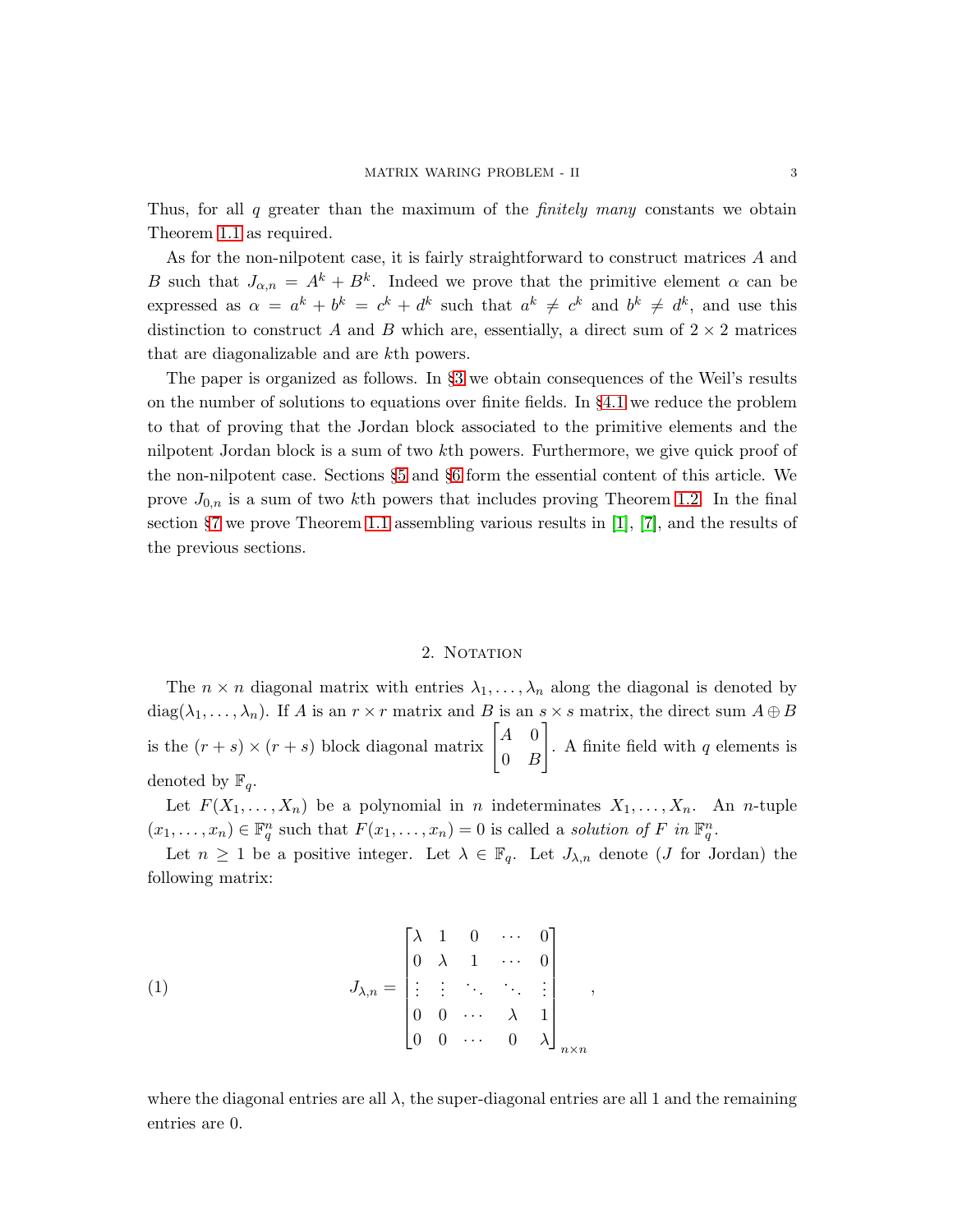Thus, for all $q$ greater than the maximum of the *finitely many* constants we obtain Theorem 1.1 as required.

As for the non-nilpotent case, it is fairly straightforward to construct matrices $A$ and $B$ such that $J_{\alpha,n} = A^k + B^k$. Indeed we prove that the primitive element $\alpha$ can be expressed as $\alpha = a^k + b^k = c^k + d^k$ such that $a^k \neq c^k$ and $b^k \neq d^k$, and use this distinction to construct $A$ and $B$ which are, essentially, a direct sum of $2 \times 2$ matrices that are diagonalizable and are $k$th powers.

The paper is organized as follows. In §3 we obtain consequences of the Weil's results on the number of solutions to equations over finite fields. In §4.1 we reduce the problem to that of proving that the Jordan block associated to the primitive elements and the nilpotent Jordan block is a sum of two $k$th powers. Furthermore, we give quick proof of the non-nilpotent case. Sections §5 and §6 form the essential content of this article. We prove $J_{0,n}$ is a sum of two $k$th powers that includes proving Theorem 1.2. In the final section §7 we prove Theorem 1.1 assembling various results in [1], [7], and the results of the previous sections.

## 2. Notation

The $n \times n$ diagonal matrix with entries $\lambda_1, \ldots, \lambda_n$ along the diagonal is denoted by $\operatorname{diag}(\lambda_1, \ldots, \lambda_n)$. If $A$ is an $r \times r$ matrix and $B$ is an $s \times s$ matrix, the direct sum $A \oplus B$ is the $(r+s) \times (r+s)$ block diagonal matrix $\begin{bmatrix} A & 0 \\ 0 & B \end{bmatrix}$. A finite field with $q$ elements is denoted by $\mathbb{F}_q$.

Let $F(X_1, \ldots, X_n)$ be a polynomial in $n$ indeterminates $X_1, \ldots, X_n$. An $n$-tuple $(x_1, \ldots, x_n) \in \mathbb{F}_q^n$ such that $F(x_1, \ldots, x_n) = 0$ is called a *solution of $F$ in $\mathbb{F}_q^n$*.

Let $n \geq 1$ be a positive integer. Let $\lambda \in \mathbb{F}_q$. Let $J_{\lambda,n}$ denote ($J$ for Jordan) the following matrix:

$$J_{\lambda,n} = \begin{bmatrix} \lambda & 1 & 0 & \cdots & 0 \\ 0 & \lambda & 1 & \cdots & 0 \\ \vdots & \vdots & \ddots & \ddots & \vdots \\ 0 & 0 & \cdots & \lambda & 1 \\ 0 & 0 & \cdots & 0 & \lambda \end{bmatrix}_{n \times n}, \tag{1}$$

where the diagonal entries are all $\lambda$, the super-diagonal entries are all 1 and the remaining entries are 0.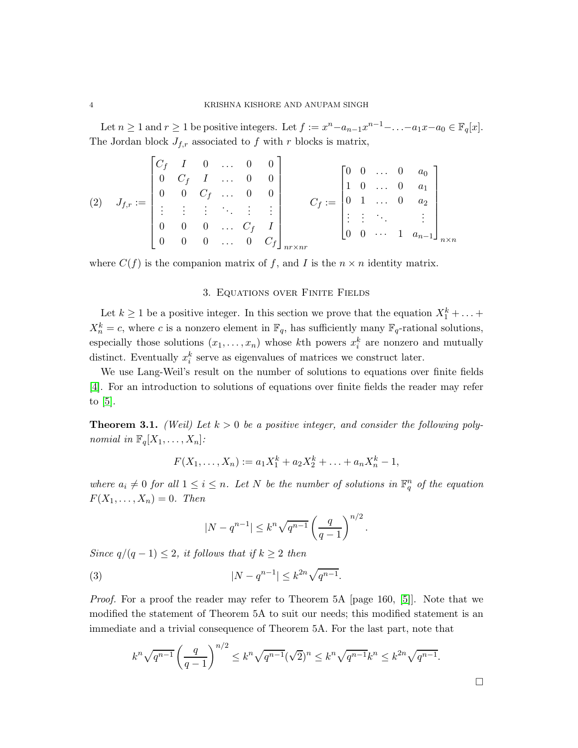Let $n \geq 1$ and $r \geq 1$ be positive integers. Let $f := x^n - a_{n-1}x^{n-1} - \ldots - a_1 x - a_0 \in \mathbb{F}_q[x]$. The Jordan block $J_{f,r}$ associated to $f$ with $r$ blocks is matrix,

$$
(2) \quad J_{f,r} := \begin{bmatrix} C_f & I & 0 & \ldots & 0 & 0 \\ 0 & C_f & I & \ldots & 0 & 0 \\ 0 & 0 & C_f & \ldots & 0 & 0 \\ \vdots & \vdots & \vdots & \ddots & \vdots & \vdots \\ 0 & 0 & 0 & \ldots & C_f & I \\ 0 & 0 & 0 & \ldots & 0 & C_f \end{bmatrix}_{nr \times nr} \qquad C_f := \begin{bmatrix} 0 & 0 & \ldots & 0 & a_0 \\ 1 & 0 & \ldots & 0 & a_1 \\ 0 & 1 & \ldots & 0 & a_2 \\ \vdots & \vdots & \ddots & & \vdots \\ 0 & 0 & \cdots & 1 & a_{n-1} \end{bmatrix}_{n \times n}
$$

where $C(f)$ is the companion matrix of $f$, and $I$ is the $n \times n$ identity matrix.

## 3. Equations over Finite Fields

Let $k \geq 1$ be a positive integer. In this section we prove that the equation $X_1^k + \ldots + X_n^k = c$, where $c$ is a nonzero element in $\mathbb{F}_q$, has sufficiently many $\mathbb{F}_q$-rational solutions, especially those solutions $(x_1, \ldots, x_n)$ whose $k$th powers $x_i^k$ are nonzero and mutually distinct. Eventually $x_i^k$ serve as eigenvalues of matrices we construct later.

We use Lang-Weil's result on the number of solutions to equations over finite fields [4]. For an introduction to solutions of equations over finite fields the reader may refer to [5].

**Theorem 3.1.** *(Weil) Let $k > 0$ be a positive integer, and consider the following polynomial in $\mathbb{F}_q[X_1, \ldots, X_n]$:*

$$
F(X_1, \ldots, X_n) := a_1 X_1^k + a_2 X_2^k + \ldots + a_n X_n^k - 1,
$$

*where $a_i \neq 0$ for all $1 \leq i \leq n$. Let $N$ be the number of solutions in $\mathbb{F}_q^n$ of the equation $F(X_1, \ldots, X_n) = 0$. Then*

$$
|N - q^{n-1}| \leq k^n \sqrt{q^{n-1}} \left( \frac{q}{q-1} \right)^{n/2}.
$$

*Since $q/(q-1) \leq 2$, it follows that if $k \geq 2$ then*

$$
|N - q^{n-1}| \leq k^{2n} \sqrt{q^{n-1}}. \tag{3}
$$

*Proof.* For a proof the reader may refer to Theorem 5A [page 160, [5]]. Note that we modified the statement of Theorem 5A to suit our needs; this modified statement is an immediate and a trivial consequence of Theorem 5A. For the last part, note that

$$
k^n \sqrt{q^{n-1}} \left( \frac{q}{q-1} \right)^{n/2} \leq k^n \sqrt{q^{n-1}} (\sqrt{2})^n \leq k^n \sqrt{q^{n-1}} k^n \leq k^{2n} \sqrt{q^{n-1}}.
$$

$\square$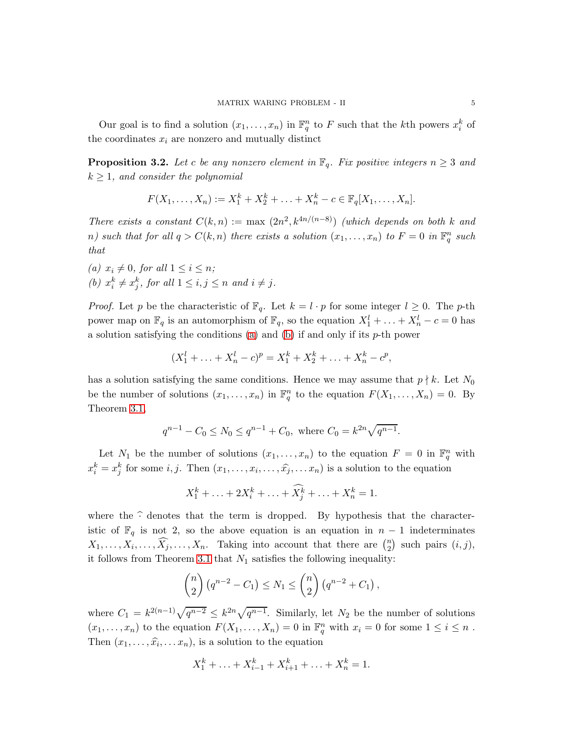Our goal is to find a solution $(x_1, \ldots, x_n)$ in $\mathbb{F}_q^n$ to $F$ such that the $k$th powers $x_i^k$ of the coordinates $x_i$ are nonzero and mutually distinct

**Proposition 3.2.** *Let $c$ be any nonzero element in $\mathbb{F}_q$. Fix positive integers $n \geq 3$ and $k \geq 1$, and consider the polynomial*

$$F(X_1, \ldots, X_n) := X_1^k + X_2^k + \ldots + X_n^k - c \in \mathbb{F}_q[X_1, \ldots, X_n].$$

*There exists a constant $C(k,n) := \max\left(2n^2, k^{4n/(n-8)}\right)$ (which depends on both $k$ and $n$) such that for all $q > C(k,n)$ there exists a solution $(x_1, \ldots, x_n)$ to $F = 0$ in $\mathbb{F}_q^n$ such that*

*(a) $x_i \neq 0$, for all $1 \leq i \leq n$;*
*(b) $x_i^k \neq x_j^k$, for all $1 \leq i, j \leq n$ and $i \neq j$.*

*Proof.* Let $p$ be the characteristic of $\mathbb{F}_q$. Let $k = l \cdot p$ for some integer $l \geq 0$. The $p$-th power map on $\mathbb{F}_q$ is an automorphism of $\mathbb{F}_q$, so the equation $X_1^l + \ldots + X_n^l - c = 0$ has a solution satisfying the conditions (a) and (b) if and only if its $p$-th power

$$(X_1^l + \ldots + X_n^l - c)^p = X_1^k + X_2^k + \ldots + X_n^k - c^p,$$

has a solution satisfying the same conditions. Hence we may assume that $p \nmid k$. Let $N_0$ be the number of solutions $(x_1, \ldots, x_n)$ in $\mathbb{F}_q^n$ to the equation $F(X_1, \ldots, X_n) = 0$. By Theorem 3.1,

$$q^{n-1} - C_0 \leq N_0 \leq q^{n-1} + C_0, \text{ where } C_0 = k^{2n}\sqrt{q^{n-1}}.$$

Let $N_1$ be the number of solutions $(x_1, \ldots, x_n)$ to the equation $F = 0$ in $\mathbb{F}_q^n$ with $x_i^k = x_j^k$ for some $i, j$. Then $(x_1, \ldots, x_i, \ldots, \widehat{x_j}, \ldots x_n)$ is a solution to the equation

$$X_1^k + \ldots + 2X_i^k + \ldots + \widehat{X_j^k} + \ldots + X_n^k = 1.$$

where the $\widehat{\cdot}$ denotes that the term is dropped. By hypothesis that the characteristic of $\mathbb{F}_q$ is not 2, so the above equation is an equation in $n-1$ indeterminates $X_1, \ldots, X_i, \ldots, \widehat{X_j}, \ldots, X_n$. Taking into account that there are $\binom{n}{2}$ such pairs $(i,j)$, it follows from Theorem 3.1 that $N_1$ satisfies the following inequality:

$$\binom{n}{2}\left(q^{n-2} - C_1\right) \leq N_1 \leq \binom{n}{2}\left(q^{n-2} + C_1\right),$$

where $C_1 = k^{2(n-1)}\sqrt{q^{n-2}} \leq k^{2n}\sqrt{q^{n-1}}$. Similarly, let $N_2$ be the number of solutions $(x_1, \ldots, x_n)$ to the equation $F(X_1, \ldots, X_n) = 0$ in $\mathbb{F}_q^n$ with $x_i = 0$ for some $1 \leq i \leq n$. Then $(x_1, \ldots, \widehat{x_i}, \ldots x_n)$, is a solution to the equation

$$X_1^k + \ldots + X_{i-1}^k + X_{i+1}^k + \ldots + X_n^k = 1.$$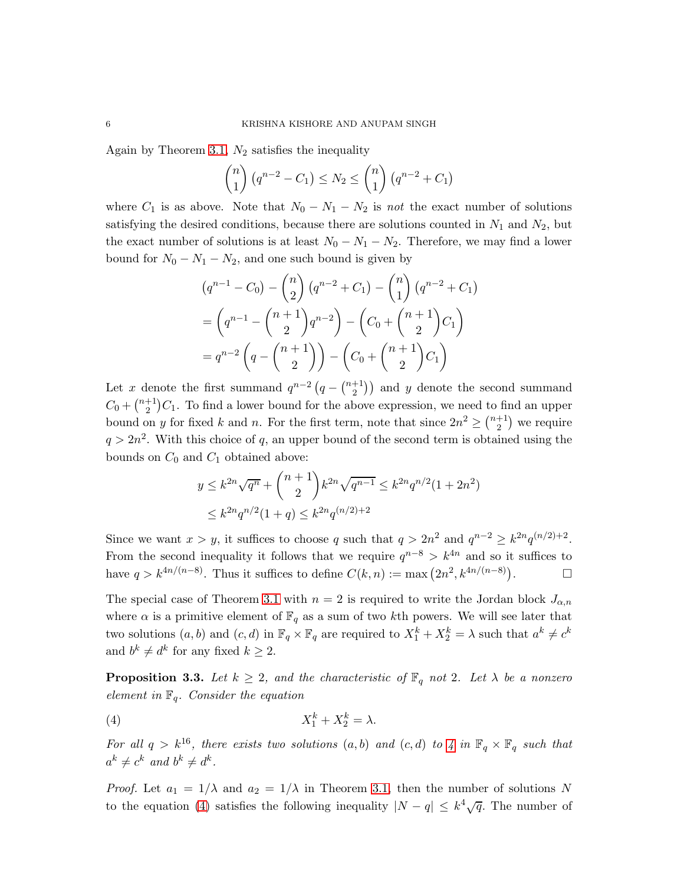Again by Theorem 3.1, $N_2$ satisfies the inequality

$$\binom{n}{1}\left(q^{n-2}-C_1\right) \leq N_2 \leq \binom{n}{1}\left(q^{n-2}+C_1\right)$$

where $C_1$ is as above. Note that $N_0 - N_1 - N_2$ is *not* the exact number of solutions satisfying the desired conditions, because there are solutions counted in $N_1$ and $N_2$, but the exact number of solutions is at least $N_0 - N_1 - N_2$. Therefore, we may find a lower bound for $N_0 - N_1 - N_2$, and one such bound is given by

$$\begin{aligned}
&\left(q^{n-1}-C_0\right) - \binom{n}{2}\left(q^{n-2}+C_1\right) - \binom{n}{1}\left(q^{n-2}+C_1\right) \\
&= \left(q^{n-1} - \binom{n+1}{2}q^{n-2}\right) - \left(C_0 + \binom{n+1}{2}C_1\right) \\
&= q^{n-2}\left(q - \binom{n+1}{2}\right) - \left(C_0 + \binom{n+1}{2}C_1\right)
\end{aligned}$$

Let $x$ denote the first summand $q^{n-2}\left(q-\binom{n+1}{2}\right)$ and $y$ denote the second summand $C_0 + \binom{n+1}{2}C_1$. To find a lower bound for the above expression, we need to find an upper bound on $y$ for fixed $k$ and $n$. For the first term, note that since $2n^2 \geq \binom{n+1}{2}$ we require $q > 2n^2$. With this choice of $q$, an upper bound of the second term is obtained using the bounds on $C_0$ and $C_1$ obtained above:

$$\begin{aligned}
y &\leq k^{2n}\sqrt{q^n} + \binom{n+1}{2}k^{2n}\sqrt{q^{n-1}} \leq k^{2n}q^{n/2}(1+2n^2) \\
&\leq k^{2n}q^{n/2}(1+q) \leq k^{2n}q^{(n/2)+2}
\end{aligned}$$

Since we want $x > y$, it suffices to choose $q$ such that $q > 2n^2$ and $q^{n-2} \geq k^{2n}q^{(n/2)+2}$. From the second inequality it follows that we require $q^{n-8} > k^{4n}$ and so it suffices to have $q > k^{4n/(n-8)}$. Thus it suffices to define $C(k,n) := \max\left(2n^2, k^{4n/(n-8)}\right)$. ∎

The special case of Theorem 3.1 with $n = 2$ is required to write the Jordan block $J_{\alpha,n}$ where $\alpha$ is a primitive element of $\mathbb{F}_q$ as a sum of two $k$th powers. We will see later that two solutions $(a,b)$ and $(c,d)$ in $\mathbb{F}_q \times \mathbb{F}_q$ are required to $X_1^k + X_2^k = \lambda$ such that $a^k \neq c^k$ and $b^k \neq d^k$ for any fixed $k \geq 2$.

**Proposition 3.3.** *Let $k \geq 2$, and the characteristic of $\mathbb{F}_q$ not 2. Let $\lambda$ be a nonzero element in $\mathbb{F}_q$. Consider the equation*

$$X_1^k + X_2^k = \lambda. \tag{4}$$

*For all $q > k^{16}$, there exists two solutions $(a,b)$ and $(c,d)$ to 4 in $\mathbb{F}_q \times \mathbb{F}_q$ such that $a^k \neq c^k$ and $b^k \neq d^k$.*

*Proof.* Let $a_1 = 1/\lambda$ and $a_2 = 1/\lambda$ in Theorem 3.1, then the number of solutions $N$ to the equation (4) satisfies the following inequality $|N - q| \leq k^4\sqrt{q}$. The number of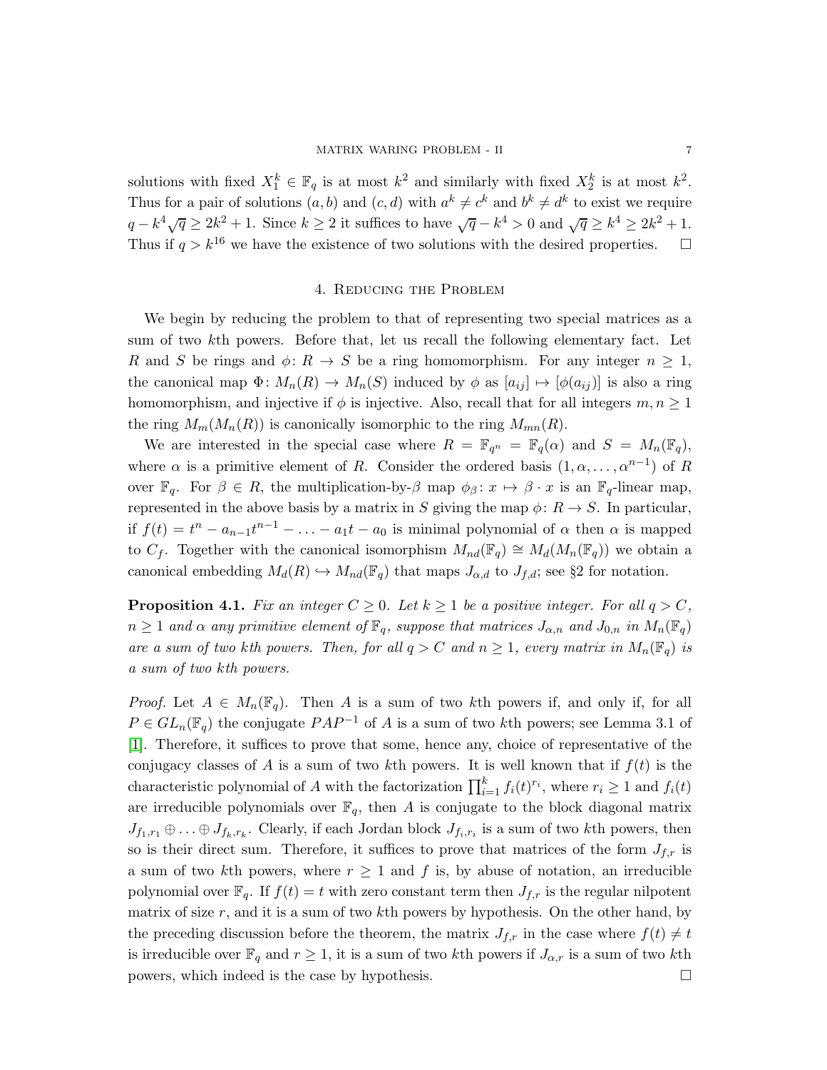solutions with fixed $X_1^k \in \mathbb{F}_q$ is at most $k^2$ and similarly with fixed $X_2^k$ is at most $k^2$. Thus for a pair of solutions $(a, b)$ and $(c, d)$ with $a^k \neq c^k$ and $b^k \neq d^k$ to exist we require $q - k^4\sqrt{q} \geq 2k^2 + 1$. Since $k \geq 2$ it suffices to have $\sqrt{q} - k^4 > 0$ and $\sqrt{q} \geq k^4 \geq 2k^2 + 1$. Thus if $q > k^{16}$ we have the existence of two solutions with the desired properties. $\square$

## 4. Reducing the Problem

We begin by reducing the problem to that of representing two special matrices as a sum of two $k$th powers. Before that, let us recall the following elementary fact. Let $R$ and $S$ be rings and $\phi\colon R \to S$ be a ring homomorphism. For any integer $n \geq 1$, the canonical map $\Phi\colon M_n(R) \to M_n(S)$ induced by $\phi$ as $[a_{ij}] \mapsto [\phi(a_{ij})]$ is also a ring homomorphism, and injective if $\phi$ is injective. Also, recall that for all integers $m, n \geq 1$ the ring $M_m(M_n(R))$ is canonically isomorphic to the ring $M_{mn}(R)$.

We are interested in the special case where $R = \mathbb{F}_{q^n} = \mathbb{F}_q(\alpha)$ and $S = M_n(\mathbb{F}_q)$, where $\alpha$ is a primitive element of $R$. Consider the ordered basis $(1, \alpha, \ldots, \alpha^{n-1})$ of $R$ over $\mathbb{F}_q$. For $\beta \in R$, the multiplication-by-$\beta$ map $\phi_\beta\colon x \mapsto \beta \cdot x$ is an $\mathbb{F}_q$-linear map, represented in the above basis by a matrix in $S$ giving the map $\phi\colon R \to S$. In particular, if $f(t) = t^n - a_{n-1}t^{n-1} - \ldots - a_1 t - a_0$ is minimal polynomial of $\alpha$ then $\alpha$ is mapped to $C_f$. Together with the canonical isomorphism $M_{nd}(\mathbb{F}_q) \cong M_d(M_n(\mathbb{F}_q))$ we obtain a canonical embedding $M_d(R) \hookrightarrow M_{nd}(\mathbb{F}_q)$ that maps $J_{\alpha,d}$ to $J_{f,d}$; see §2 for notation.

**Proposition 4.1.** *Fix an integer $C \geq 0$. Let $k \geq 1$ be a positive integer. For all $q > C$, $n \geq 1$ and $\alpha$ any primitive element of $\mathbb{F}_q$, suppose that matrices $J_{\alpha,n}$ and $J_{0,n}$ in $M_n(\mathbb{F}_q)$ are a sum of two $k$th powers. Then, for all $q > C$ and $n \geq 1$, every matrix in $M_n(\mathbb{F}_q)$ is a sum of two $k$th powers.*

*Proof.* Let $A \in M_n(\mathbb{F}_q)$. Then $A$ is a sum of two $k$th powers if, and only if, for all $P \in GL_n(\mathbb{F}_q)$ the conjugate $PAP^{-1}$ of $A$ is a sum of two $k$th powers; see Lemma 3.1 of [1]. Therefore, it suffices to prove that some, hence any, choice of representative of the conjugacy classes of $A$ is a sum of two $k$th powers. It is well known that if $f(t)$ is the characteristic polynomial of $A$ with the factorization $\prod_{i=1}^k f_i(t)^{r_i}$, where $r_i \geq 1$ and $f_i(t)$ are irreducible polynomials over $\mathbb{F}_q$, then $A$ is conjugate to the block diagonal matrix $J_{f_1,r_1} \oplus \ldots \oplus J_{f_k,r_k}$. Clearly, if each Jordan block $J_{f_i,r_i}$ is a sum of two $k$th powers, then so is their direct sum. Therefore, it suffices to prove that matrices of the form $J_{f,r}$ is a sum of two $k$th powers, where $r \geq 1$ and $f$ is, by abuse of notation, an irreducible polynomial over $\mathbb{F}_q$. If $f(t) = t$ with zero constant term then $J_{f,r}$ is the regular nilpotent matrix of size $r$, and it is a sum of two $k$th powers by hypothesis. On the other hand, by the preceding discussion before the theorem, the matrix $J_{f,r}$ in the case where $f(t) \neq t$ is irreducible over $\mathbb{F}_q$ and $r \geq 1$, it is a sum of two $k$th powers if $J_{\alpha,r}$ is a sum of two $k$th powers, which indeed is the case by hypothesis. $\square$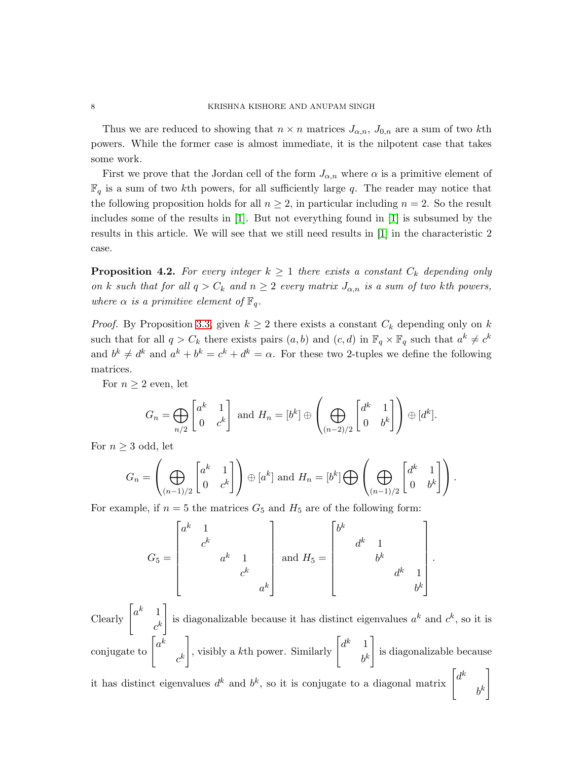Thus we are reduced to showing that $n \times n$ matrices $J_{\alpha,n}$, $J_{0,n}$ are a sum of two $k$th powers. While the former case is almost immediate, it is the nilpotent case that takes some work.

First we prove that the Jordan cell of the form $J_{\alpha,n}$ where $\alpha$ is a primitive element of $\mathbb{F}_q$ is a sum of two $k$th powers, for all sufficiently large $q$. The reader may notice that the following proposition holds for all $n \geq 2$, in particular including $n = 2$. So the result includes some of the results in [1]. But not everything found in [1] is subsumed by the results in this article. We will see that we still need results in [1] in the characteristic 2 case.

**Proposition 4.2.** *For every integer $k \geq 1$ there exists a constant $C_k$ depending only on $k$ such that for all $q > C_k$ and $n \geq 2$ every matrix $J_{\alpha,n}$ is a sum of two $k$th powers, where $\alpha$ is a primitive element of $\mathbb{F}_q$.*

*Proof.* By Proposition 3.3, given $k \geq 2$ there exists a constant $C_k$ depending only on $k$ such that for all $q > C_k$ there exists pairs $(a, b)$ and $(c, d)$ in $\mathbb{F}_q \times \mathbb{F}_q$ such that $a^k \neq c^k$ and $b^k \neq d^k$ and $a^k + b^k = c^k + d^k = \alpha$. For these two 2-tuples we define the following matrices.

For $n \geq 2$ even, let

$$G_n = \bigoplus_{n/2} \begin{bmatrix} a^k & 1 \\ 0 & c^k \end{bmatrix} \text{ and } H_n = [b^k] \oplus \left( \bigoplus_{(n-2)/2} \begin{bmatrix} d^k & 1 \\ 0 & b^k \end{bmatrix} \right) \oplus [d^k].$$

For $n \geq 3$ odd, let

$$G_n = \left( \bigoplus_{(n-1)/2} \begin{bmatrix} a^k & 1 \\ 0 & c^k \end{bmatrix} \right) \oplus [a^k] \text{ and } H_n = [b^k] \bigoplus \left( \bigoplus_{(n-1)/2} \begin{bmatrix} d^k & 1 \\ 0 & b^k \end{bmatrix} \right).$$

For example, if $n = 5$ the matrices $G_5$ and $H_5$ are of the following form:

$$G_5 = \begin{bmatrix} a^k & 1 & & & \\ & c^k & & & \\ & & a^k & 1 & \\ & & & c^k & \\ & & & & a^k \end{bmatrix} \text{ and } H_5 = \begin{bmatrix} b^k & & & & \\ & d^k & 1 & & \\ & & b^k & & \\ & & & d^k & 1 \\ & & & & b^k \end{bmatrix}.$$

Clearly $\begin{bmatrix} a^k & 1 \\ & c^k \end{bmatrix}$ is diagonalizable because it has distinct eigenvalues $a^k$ and $c^k$, so it is conjugate to $\begin{bmatrix} a^k & \\ & c^k \end{bmatrix}$, visibly a $k$th power. Similarly $\begin{bmatrix} d^k & 1 \\ & b^k \end{bmatrix}$ is diagonalizable because it has distinct eigenvalues $d^k$ and $b^k$, so it is conjugate to a diagonal matrix $\begin{bmatrix} d^k & \\ & b^k \end{bmatrix}$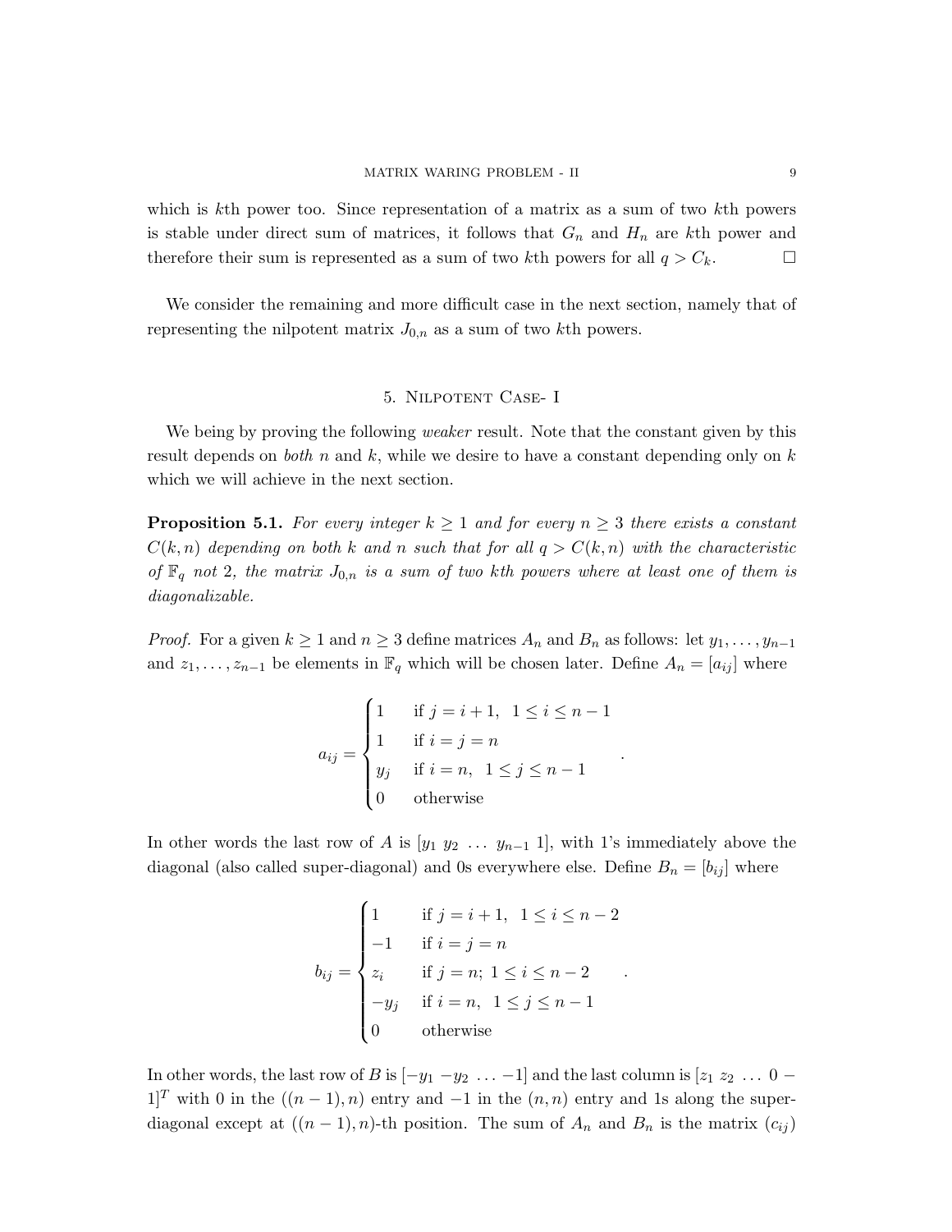which is $k$th power too. Since representation of a matrix as a sum of two $k$th powers is stable under direct sum of matrices, it follows that $G_n$ and $H_n$ are $k$th power and therefore their sum is represented as a sum of two $k$th powers for all $q > C_k$. $\square$

We consider the remaining and more difficult case in the next section, namely that of representing the nilpotent matrix $J_{0,n}$ as a sum of two $k$th powers.

## 5. Nilpotent Case- I

We being by proving the following *weaker* result. Note that the constant given by this result depends on *both* $n$ and $k$, while we desire to have a constant depending only on $k$ which we will achieve in the next section.

**Proposition 5.1.** *For every integer $k \geq 1$ and for every $n \geq 3$ there exists a constant $C(k, n)$ depending on both $k$ and $n$ such that for all $q > C(k, n)$ with the characteristic of $\mathbb{F}_q$ not 2, the matrix $J_{0,n}$ is a sum of two $k$th powers where at least one of them is diagonalizable.*

*Proof.* For a given $k \geq 1$ and $n \geq 3$ define matrices $A_n$ and $B_n$ as follows: let $y_1, \ldots, y_{n-1}$ and $z_1, \ldots, z_{n-1}$ be elements in $\mathbb{F}_q$ which will be chosen later. Define $A_n = [a_{ij}]$ where

$$a_{ij} = \begin{cases} 1 & \text{if } j = i + 1, \;\; 1 \leq i \leq n - 1 \\ 1 & \text{if } i = j = n \\ y_j & \text{if } i = n, \;\; 1 \leq j \leq n - 1 \\ 0 & \text{otherwise} \end{cases}.$$

In other words the last row of $A$ is $[y_1 \; y_2 \; \ldots \; y_{n-1} \; 1]$, with 1's immediately above the diagonal (also called super-diagonal) and 0s everywhere else. Define $B_n = [b_{ij}]$ where

$$b_{ij} = \begin{cases} 1 & \text{if } j = i + 1, \;\; 1 \leq i \leq n - 2 \\ -1 & \text{if } i = j = n \\ z_i & \text{if } j = n; \; 1 \leq i \leq n - 2 \\ -y_j & \text{if } i = n, \;\; 1 \leq j \leq n - 1 \\ 0 & \text{otherwise} \end{cases}.$$

In other words, the last row of $B$ is $[-y_1 \; -y_2 \; \ldots \; -1]$ and the last column is $[z_1 \; z_2 \; \ldots \; 0 \; -1]^T$ with 0 in the $((n-1), n)$ entry and $-1$ in the $(n, n)$ entry and 1s along the super-diagonal except at $((n-1), n)$-th position. The sum of $A_n$ and $B_n$ is the matrix $(c_{ij})$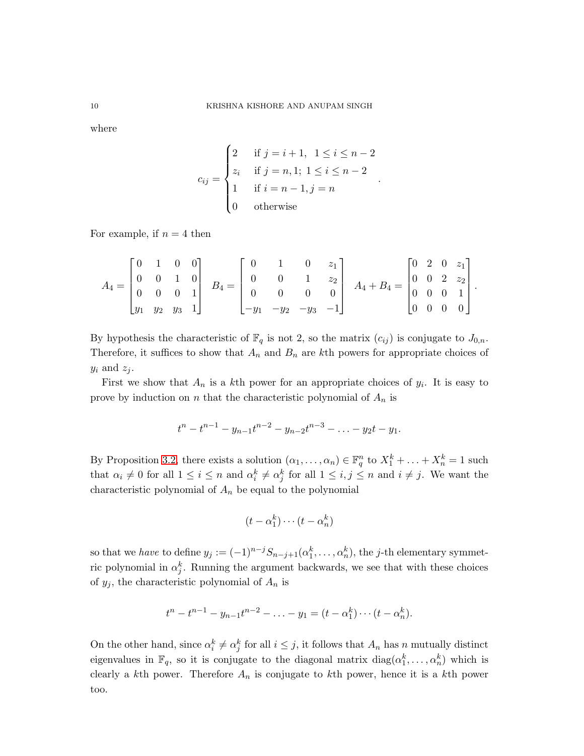where

$$c_{ij} = \begin{cases} 2 & \text{if } j = i+1,\ \ 1 \leq i \leq n-2 \\ z_i & \text{if } j = n, 1;\ 1 \leq i \leq n-2 \\ 1 & \text{if } i = n-1, j = n \\ 0 & \text{otherwise} \end{cases}.$$

For example, if $n = 4$ then

$$A_4 = \begin{bmatrix} 0 & 1 & 0 & 0 \\ 0 & 0 & 1 & 0 \\ 0 & 0 & 0 & 1 \\ y_1 & y_2 & y_3 & 1 \end{bmatrix} \quad B_4 = \begin{bmatrix} 0 & 1 & 0 & z_1 \\ 0 & 0 & 1 & z_2 \\ 0 & 0 & 0 & 0 \\ -y_1 & -y_2 & -y_3 & -1 \end{bmatrix} \quad A_4 + B_4 = \begin{bmatrix} 0 & 2 & 0 & z_1 \\ 0 & 0 & 2 & z_2 \\ 0 & 0 & 0 & 1 \\ 0 & 0 & 0 & 0 \end{bmatrix}.$$

By hypothesis the characteristic of $\mathbb{F}_q$ is not 2, so the matrix $(c_{ij})$ is conjugate to $J_{0,n}$. Therefore, it suffices to show that $A_n$ and $B_n$ are $k$th powers for appropriate choices of $y_i$ and $z_j$.

First we show that $A_n$ is a $k$th power for an appropriate choices of $y_i$. It is easy to prove by induction on $n$ that the characteristic polynomial of $A_n$ is

$$t^n - t^{n-1} - y_{n-1}t^{n-2} - y_{n-2}t^{n-3} - \ldots - y_2 t - y_1.$$

By Proposition 3.2, there exists a solution $(\alpha_1, \ldots, \alpha_n) \in \mathbb{F}_q^n$ to $X_1^k + \ldots + X_n^k = 1$ such that $\alpha_i \neq 0$ for all $1 \leq i \leq n$ and $\alpha_i^k \neq \alpha_j^k$ for all $1 \leq i, j \leq n$ and $i \neq j$. We want the characteristic polynomial of $A_n$ be equal to the polynomial

$$(t - \alpha_1^k) \cdots (t - \alpha_n^k)$$

so that we *have* to define $y_j := (-1)^{n-j} S_{n-j+1}(\alpha_1^k, \ldots, \alpha_n^k)$, the $j$-th elementary symmetric polynomial in $\alpha_j^k$. Running the argument backwards, we see that with these choices of $y_j$, the characteristic polynomial of $A_n$ is

$$t^n - t^{n-1} - y_{n-1}t^{n-2} - \ldots - y_1 = (t - \alpha_1^k) \cdots (t - \alpha_n^k).$$

On the other hand, since $\alpha_i^k \neq \alpha_j^k$ for all $i \leq j$, it follows that $A_n$ has $n$ mutually distinct eigenvalues in $\mathbb{F}_q$, so it is conjugate to the diagonal matrix $\mathrm{diag}(\alpha_1^k, \ldots, \alpha_n^k)$ which is clearly a $k$th power. Therefore $A_n$ is conjugate to $k$th power, hence it is a $k$th power too.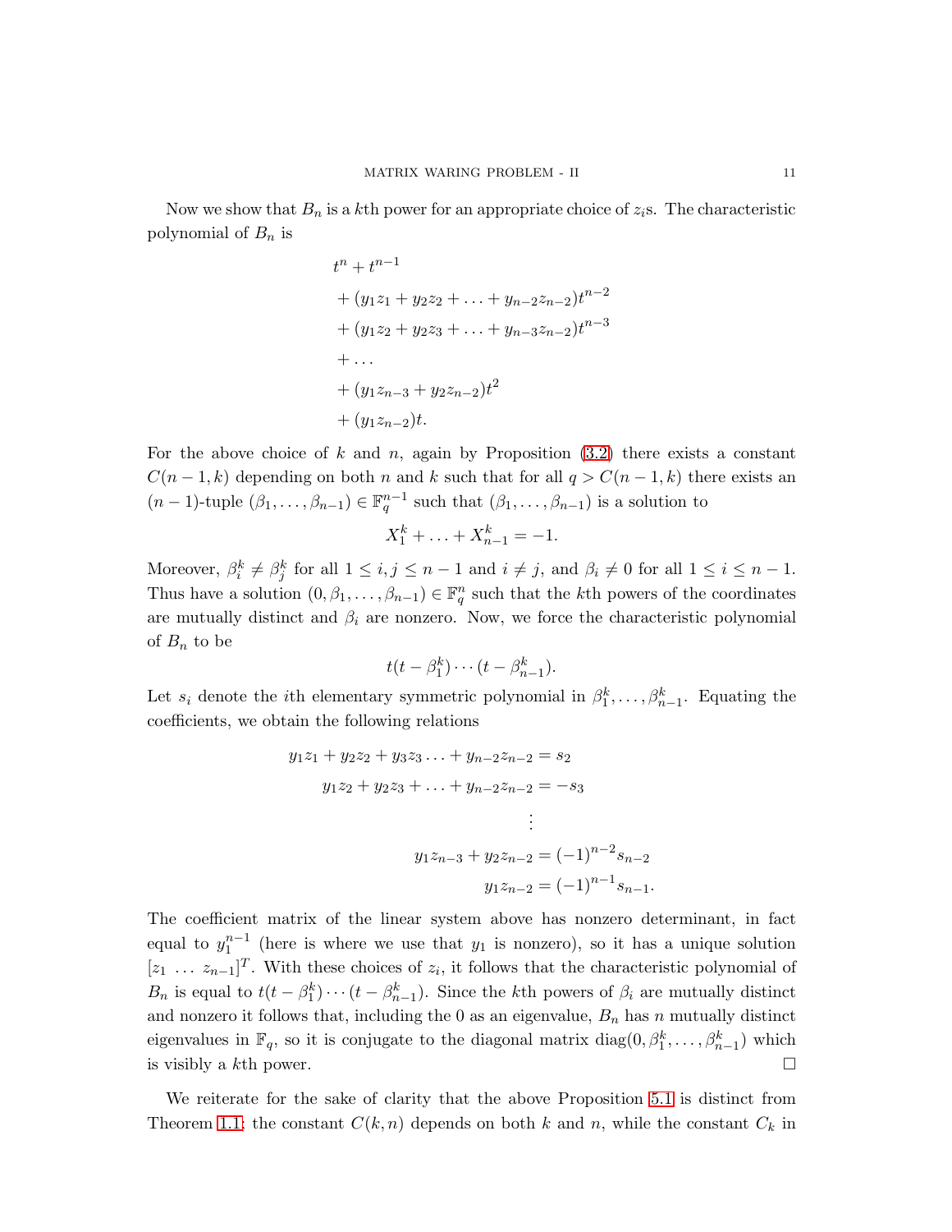Now we show that $B_n$ is a $k$th power for an appropriate choice of $z_i$s. The characteristic polynomial of $B_n$ is

$$
\begin{aligned}
& t^n + t^{n-1} \\
& + (y_1 z_1 + y_2 z_2 + \ldots + y_{n-2} z_{n-2}) t^{n-2} \\
& + (y_1 z_2 + y_2 z_3 + \ldots + y_{n-3} z_{n-2}) t^{n-3} \\
& + \ldots \\
& + (y_1 z_{n-3} + y_2 z_{n-2}) t^2 \\
& + (y_1 z_{n-2}) t.
\end{aligned}
$$

For the above choice of $k$ and $n$, again by Proposition (3.2) there exists a constant $C(n-1,k)$ depending on both $n$ and $k$ such that for all $q > C(n-1,k)$ there exists an $(n-1)$-tuple $(\beta_1, \ldots, \beta_{n-1}) \in \mathbb{F}_q^{n-1}$ such that $(\beta_1, \ldots, \beta_{n-1})$ is a solution to

$$X_1^k + \ldots + X_{n-1}^k = -1.$$

Moreover, $\beta_i^k \neq \beta_j^k$ for all $1 \leq i, j \leq n-1$ and $i \neq j$, and $\beta_i \neq 0$ for all $1 \leq i \leq n-1$. Thus have a solution $(0, \beta_1, \ldots, \beta_{n-1}) \in \mathbb{F}_q^n$ such that the $k$th powers of the coordinates are mutually distinct and $\beta_i$ are nonzero. Now, we force the characteristic polynomial of $B_n$ to be

$$t(t - \beta_1^k) \cdots (t - \beta_{n-1}^k).$$

Let $s_i$ denote the $i$th elementary symmetric polynomial in $\beta_1^k, \ldots, \beta_{n-1}^k$. Equating the coefficients, we obtain the following relations

$$
\begin{aligned}
y_1 z_1 + y_2 z_2 + y_3 z_3 \ldots + y_{n-2} z_{n-2} &= s_2 \\
y_1 z_2 + y_2 z_3 + \ldots + y_{n-2} z_{n-2} &= -s_3 \\
&\vdots \\
y_1 z_{n-3} + y_2 z_{n-2} &= (-1)^{n-2} s_{n-2} \\
y_1 z_{n-2} &= (-1)^{n-1} s_{n-1}.
\end{aligned}
$$

The coefficient matrix of the linear system above has nonzero determinant, in fact equal to $y_1^{n-1}$ (here is where we use that $y_1$ is nonzero), so it has a unique solution $[z_1 \ \ldots \ z_{n-1}]^T$. With these choices of $z_i$, it follows that the characteristic polynomial of $B_n$ is equal to $t(t - \beta_1^k) \cdots (t - \beta_{n-1}^k)$. Since the $k$th powers of $\beta_i$ are mutually distinct and nonzero it follows that, including the 0 as an eigenvalue, $B_n$ has $n$ mutually distinct eigenvalues in $\mathbb{F}_q$, so it is conjugate to the diagonal matrix $\mathrm{diag}(0, \beta_1^k, \ldots, \beta_{n-1}^k)$ which is visibly a $k$th power. $\square$

We reiterate for the sake of clarity that the above Proposition 5.1 is distinct from Theorem 1.1; the constant $C(k,n)$ depends on both $k$ and $n$, while the constant $C_k$ in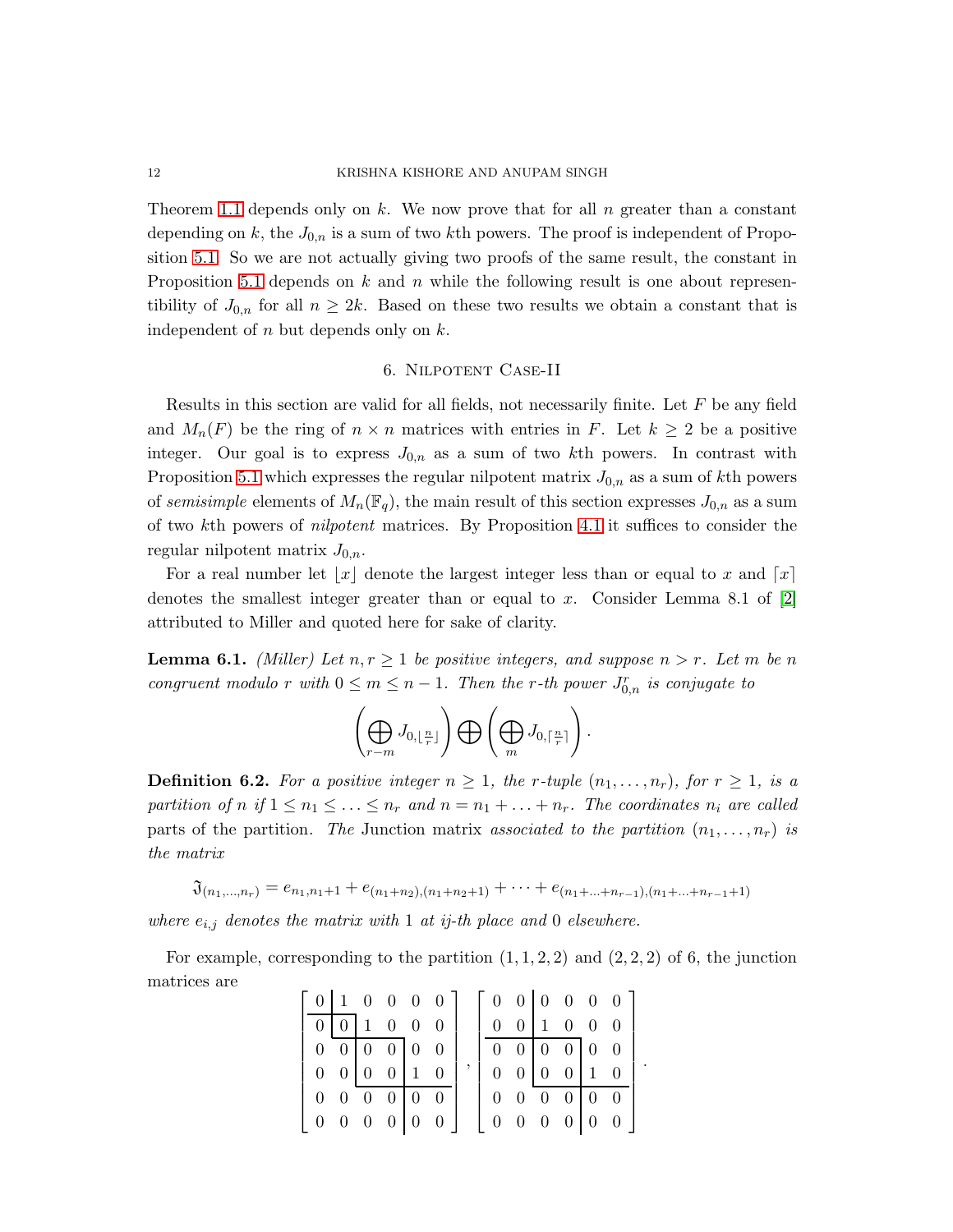Theorem 1.1 depends only on $k$. We now prove that for all $n$ greater than a constant depending on $k$, the $J_{0,n}$ is a sum of two $k$th powers. The proof is independent of Proposition 5.1. So we are not actually giving two proofs of the same result, the constant in Proposition 5.1 depends on $k$ and $n$ while the following result is one about representibility of $J_{0,n}$ for all $n \geq 2k$. Based on these two results we obtain a constant that is independent of $n$ but depends only on $k$.

## 6. Nilpotent Case-II

Results in this section are valid for all fields, not necessarily finite. Let $F$ be any field and $M_n(F)$ be the ring of $n \times n$ matrices with entries in $F$. Let $k \geq 2$ be a positive integer. Our goal is to express $J_{0,n}$ as a sum of two $k$th powers. In contrast with Proposition 5.1 which expresses the regular nilpotent matrix $J_{0,n}$ as a sum of $k$th powers of *semisimple* elements of $M_n(\mathbb{F}_q)$, the main result of this section expresses $J_{0,n}$ as a sum of two $k$th powers of *nilpotent* matrices. By Proposition 4.1 it suffices to consider the regular nilpotent matrix $J_{0,n}$.

For a real number let $\lfloor x \rfloor$ denote the largest integer less than or equal to $x$ and $\lceil x \rceil$ denotes the smallest integer greater than or equal to $x$. Consider Lemma 8.1 of [2] attributed to Miller and quoted here for sake of clarity.

**Lemma 6.1.** *(Miller) Let $n, r \geq 1$ be positive integers, and suppose $n > r$. Let $m$ be $n$ congruent modulo $r$ with $0 \leq m \leq n-1$. Then the $r$-th power $J_{0,n}^r$ is conjugate to*

$$\left( \bigoplus_{r-m} J_{0,\lfloor \frac{n}{r} \rfloor} \right) \bigoplus \left( \bigoplus_{m} J_{0,\lceil \frac{n}{r} \rceil} \right).$$

**Definition 6.2.** *For a positive integer $n \geq 1$, the $r$-tuple $(n_1, \ldots, n_r)$, for $r \geq 1$, is a partition of $n$ if $1 \leq n_1 \leq \ldots \leq n_r$ and $n = n_1 + \ldots + n_r$. The coordinates $n_i$ are called* parts of the partition. *The* Junction matrix *associated to the partition $(n_1, \ldots, n_r)$ is the matrix*

$$\mathfrak{J}_{(n_1,\ldots,n_r)} = e_{n_1,n_1+1} + e_{(n_1+n_2),(n_1+n_2+1)} + \cdots + e_{(n_1+\ldots+n_{r-1}),(n_1+\ldots+n_{r-1}+1)}$$

*where $e_{i,j}$ denotes the matrix with 1 at ij-th place and 0 elsewhere.*

For example, corresponding to the partition $(1, 1, 2, 2)$ and $(2, 2, 2)$ of 6, the junction matrices are

$$\begin{bmatrix} 0 & 1 & 0 & 0 & 0 & 0 \\ 0 & 0 & 1 & 0 & 0 & 0 \\ 0 & 0 & 0 & 0 & 0 & 0 \\ 0 & 0 & 0 & 0 & 1 & 0 \\ 0 & 0 & 0 & 0 & 0 & 0 \\ 0 & 0 & 0 & 0 & 0 & 0 \end{bmatrix}, \quad \begin{bmatrix} 0 & 0 & 0 & 0 & 0 & 0 \\ 0 & 0 & 1 & 0 & 0 & 0 \\ 0 & 0 & 0 & 0 & 0 & 0 \\ 0 & 0 & 0 & 0 & 1 & 0 \\ 0 & 0 & 0 & 0 & 0 & 0 \\ 0 & 0 & 0 & 0 & 0 & 0 \end{bmatrix}.$$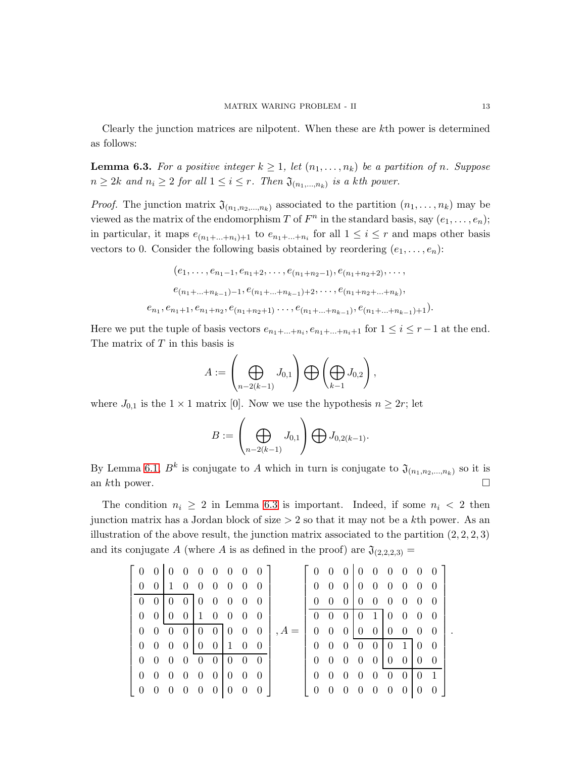Clearly the junction matrices are nilpotent. When these are $k$th power is determined as follows:

**Lemma 6.3.** *For a positive integer $k \geq 1$, let $(n_1, \ldots, n_k)$ be a partition of $n$. Suppose $n \geq 2k$ and $n_i \geq 2$ for all $1 \leq i \leq r$. Then $\mathfrak{J}_{(n_1,\ldots,n_k)}$ is a $k$th power.*

*Proof.* The junction matrix $\mathfrak{J}_{(n_1,n_2,\ldots,n_k)}$ associated to the partition $(n_1, \ldots, n_k)$ may be viewed as the matrix of the endomorphism $T$ of $F^n$ in the standard basis, say $(e_1, \ldots, e_n)$; in particular, it maps $e_{(n_1+\ldots+n_i)+1}$ to $e_{n_1+\ldots+n_i}$ for all $1 \leq i \leq r$ and maps other basis vectors to 0. Consider the following basis obtained by reordering $(e_1, \ldots, e_n)$:

$$(e_1, \ldots, e_{n_1-1}, e_{n_1+2}, \ldots, e_{(n_1+n_2-1)}, e_{(n_1+n_2+2)}, \ldots,$$
$$e_{(n_1+\ldots+n_{k-1})-1}, e_{(n_1+\ldots+n_{k-1})+2}, \ldots, e_{(n_1+n_2+\ldots+n_k)},$$
$$e_{n_1}, e_{n_1+1}, e_{n_1+n_2}, e_{(n_1+n_2+1)} \ldots, e_{(n_1+\ldots+n_{k-1})}, e_{(n_1+\ldots+n_{k-1})+1}).$$

Here we put the tuple of basis vectors $e_{n_1+\ldots+n_i}, e_{n_1+\ldots+n_i+1}$ for $1 \leq i \leq r-1$ at the end. The matrix of $T$ in this basis is

$$A := \left(\bigoplus_{n-2(k-1)} J_{0,1}\right) \bigoplus \left(\bigoplus_{k-1} J_{0,2}\right),$$

where $J_{0,1}$ is the $1 \times 1$ matrix $[0]$. Now we use the hypothesis $n \geq 2r$; let

$$B := \left(\bigoplus_{n-2(k-1)} J_{0,1}\right) \bigoplus J_{0,2(k-1)}.$$

By Lemma 6.1, $B^k$ is conjugate to $A$ which in turn is conjugate to $\mathfrak{J}_{(n_1,n_2,\ldots,n_k)}$ so it is an $k$th power. $\square$

The condition $n_i \geq 2$ in Lemma 6.3 is important. Indeed, if some $n_i < 2$ then junction matrix has a Jordan block of size $> 2$ so that it may not be a $k$th power. As an illustration of the above result, the junction matrix associated to the partition $(2, 2, 2, 3)$ and its conjugate $A$ (where $A$ is as defined in the proof) are $\mathfrak{J}_{(2,2,2,3)} =$

$$\left[\begin{array}{cc|cc|cc|ccc}
0 & 0 & 0 & 0 & 0 & 0 & 0 & 0 & 0 \\
0 & 0 & 1 & 0 & 0 & 0 & 0 & 0 & 0 \\
\hline
0 & 0 & 0 & 0 & 0 & 0 & 0 & 0 & 0 \\
0 & 0 & 0 & 0 & 1 & 0 & 0 & 0 & 0 \\
\hline
0 & 0 & 0 & 0 & 0 & 0 & 0 & 0 & 0 \\
0 & 0 & 0 & 0 & 0 & 0 & 1 & 0 & 0 \\
\hline
0 & 0 & 0 & 0 & 0 & 0 & 0 & 0 & 0 \\
0 & 0 & 0 & 0 & 0 & 0 & 0 & 0 & 0 \\
0 & 0 & 0 & 0 & 0 & 0 & 0 & 0 & 0
\end{array}\right], A = \left[\begin{array}{ccc|cc|cc|cc}
0 & 0 & 0 & 0 & 0 & 0 & 0 & 0 & 0 \\
0 & 0 & 0 & 0 & 0 & 0 & 0 & 0 & 0 \\
0 & 0 & 0 & 0 & 0 & 0 & 0 & 0 & 0 \\
\hline
0 & 0 & 0 & 0 & 1 & 0 & 0 & 0 & 0 \\
0 & 0 & 0 & 0 & 0 & 0 & 0 & 0 & 0 \\
\hline
0 & 0 & 0 & 0 & 0 & 0 & 1 & 0 & 0 \\
0 & 0 & 0 & 0 & 0 & 0 & 0 & 0 & 0 \\
\hline
0 & 0 & 0 & 0 & 0 & 0 & 0 & 0 & 1 \\
0 & 0 & 0 & 0 & 0 & 0 & 0 & 0 & 0
\end{array}\right].$$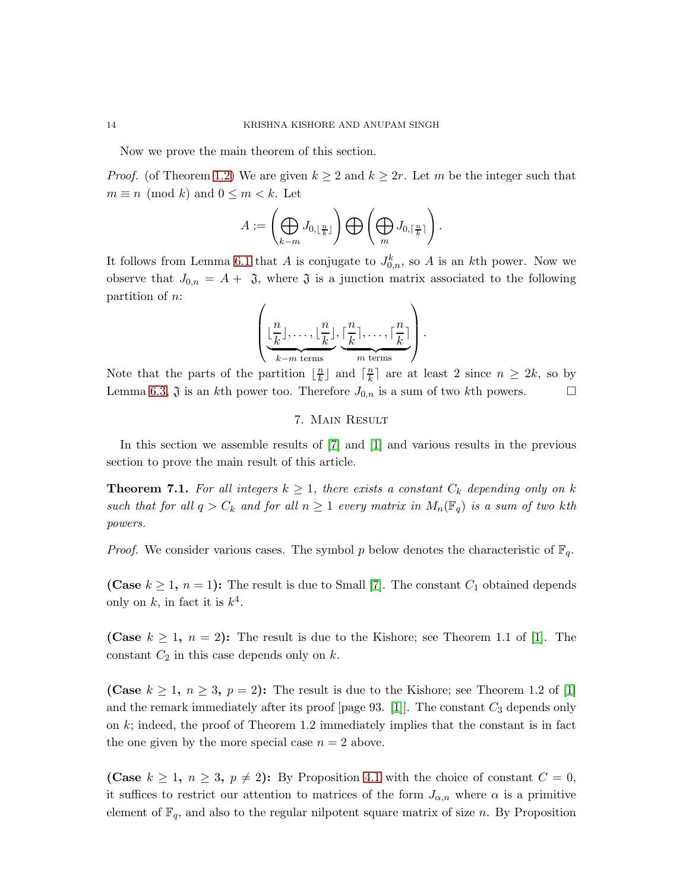Now we prove the main theorem of this section.

*Proof.* (of Theorem 1.2) We are given $k \geq 2$ and $k \geq 2r$. Let $m$ be the integer such that $m \equiv n \pmod{k}$ and $0 \leq m < k$. Let

$$A := \left( \bigoplus_{k-m} J_{0, \lfloor \frac{n}{k} \rfloor} \right) \bigoplus \left( \bigoplus_{m} J_{0, \lceil \frac{n}{k} \rceil} \right).$$

It follows from Lemma 6.1 that $A$ is conjugate to $J_{0,n}^k$, so $A$ is an $k$th power. Now we observe that $J_{0,n} = A + \mathfrak{J}$, where $\mathfrak{J}$ is a junction matrix associated to the following partition of $n$:

$$\left( \underbrace{\lfloor \frac{n}{k} \rfloor, \ldots, \lfloor \frac{n}{k} \rfloor}_{k-m \text{ terms}}, \underbrace{\lceil \frac{n}{k} \rceil, \ldots, \lceil \frac{n}{k} \rceil}_{m \text{ terms}} \right).$$

Note that the parts of the partition $\lfloor \frac{n}{k} \rfloor$ and $\lceil \frac{n}{k} \rceil$ are at least 2 since $n \geq 2k$, so by Lemma 6.3, $\mathfrak{J}$ is an $k$th power too. Therefore $J_{0,n}$ is a sum of two $k$th powers. $\square$

## 7. Main Result

In this section we assemble results of [7] and [1] and various results in the previous section to prove the main result of this article.

**Theorem 7.1.** *For all integers $k \geq 1$, there exists a constant $C_k$ depending only on $k$ such that for all $q > C_k$ and for all $n \geq 1$ every matrix in $M_n(\mathbb{F}_q)$ is a sum of two $k$th powers.*

*Proof.* We consider various cases. The symbol $p$ below denotes the characteristic of $\mathbb{F}_q$.

**(Case $k \geq 1$, $n = 1$):** The result is due to Small [7]. The constant $C_1$ obtained depends only on $k$, in fact it is $k^4$.

**(Case $k \geq 1$, $n = 2$):** The result is due to the Kishore; see Theorem 1.1 of [1]. The constant $C_2$ in this case depends only on $k$.

**(Case $k \geq 1$, $n \geq 3$, $p = 2$):** The result is due to the Kishore; see Theorem 1.2 of [1] and the remark immediately after its proof [page 93. [1]]. The constant $C_3$ depends only on $k$; indeed, the proof of Theorem 1.2 immediately implies that the constant is in fact the one given by the more special case $n = 2$ above.

**(Case $k \geq 1$, $n \geq 3$, $p \neq 2$):** By Proposition 4.1 with the choice of constant $C = 0$, it suffices to restrict our attention to matrices of the form $J_{\alpha,n}$ where $\alpha$ is a primitive element of $\mathbb{F}_q$, and also to the regular nilpotent square matrix of size $n$. By Proposition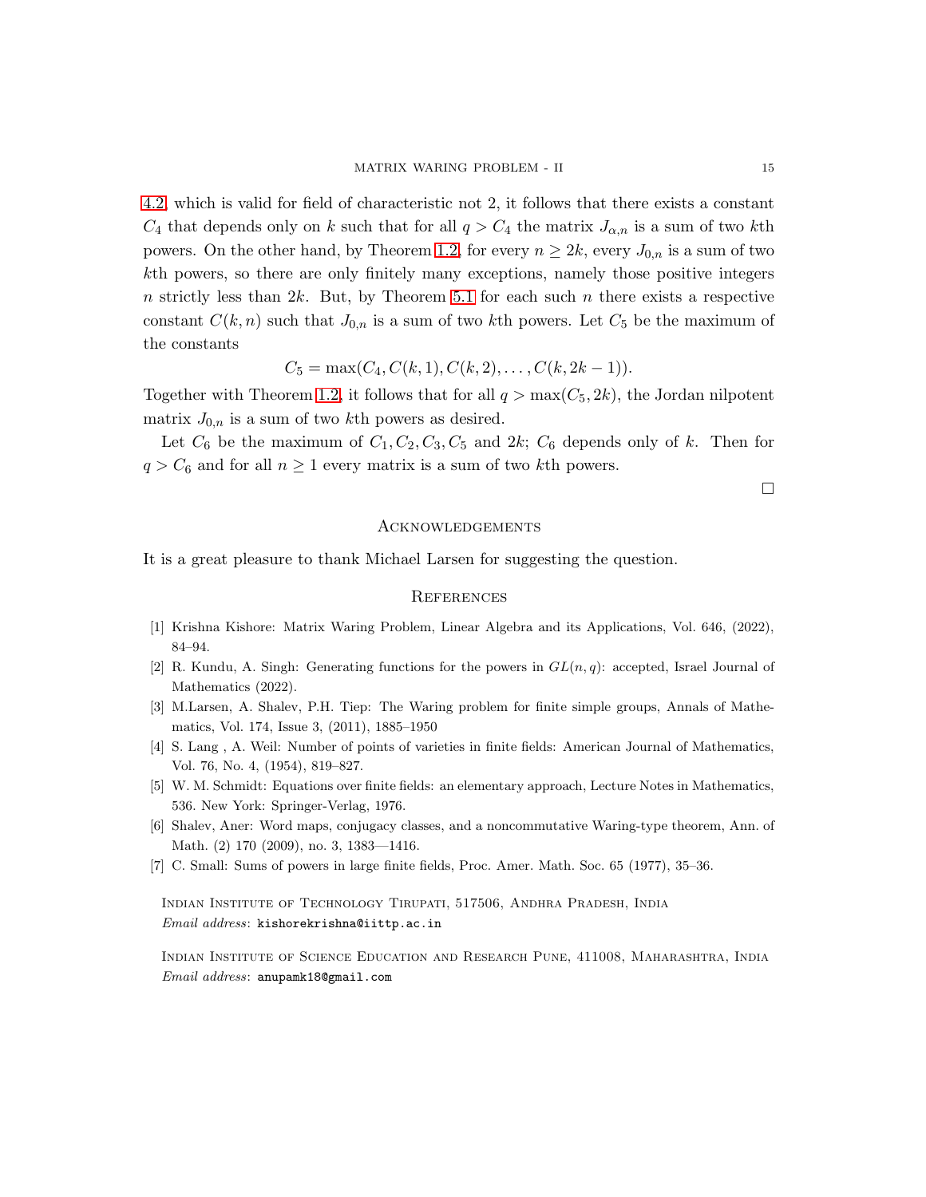4.2 which is valid for field of characteristic not 2, it follows that there exists a constant $C_4$ that depends only on $k$ such that for all $q > C_4$ the matrix $J_{\alpha,n}$ is a sum of two $k$th powers. On the other hand, by Theorem 1.2, for every $n \geq 2k$, every $J_{0,n}$ is a sum of two $k$th powers, so there are only finitely many exceptions, namely those positive integers $n$ strictly less than $2k$. But, by Theorem 5.1 for each such $n$ there exists a respective constant $C(k, n)$ such that $J_{0,n}$ is a sum of two $k$th powers. Let $C_5$ be the maximum of the constants

$$C_5 = \max(C_4, C(k, 1), C(k, 2), \ldots, C(k, 2k - 1)).$$

Together with Theorem 1.2, it follows that for all $q > \max(C_5, 2k)$, the Jordan nilpotent matrix $J_{0,n}$ is a sum of two $k$th powers as desired.

Let $C_6$ be the maximum of $C_1, C_2, C_3, C_5$ and $2k$; $C_6$ depends only of $k$. Then for $q > C_6$ and for all $n \geq 1$ every matrix is a sum of two $k$th powers.

□

## Acknowledgements

It is a great pleasure to thank Michael Larsen for suggesting the question.

## References

[1] Krishna Kishore: Matrix Waring Problem, Linear Algebra and its Applications, Vol. 646, (2022), 84–94.

[2] R. Kundu, A. Singh: Generating functions for the powers in $GL(n, q)$: accepted, Israel Journal of Mathematics (2022).

[3] M.Larsen, A. Shalev, P.H. Tiep: The Waring problem for finite simple groups, Annals of Mathematics, Vol. 174, Issue 3, (2011), 1885–1950

[4] S. Lang , A. Weil: Number of points of varieties in finite fields: American Journal of Mathematics, Vol. 76, No. 4, (1954), 819–827.

[5] W. M. Schmidt: Equations over finite fields: an elementary approach, Lecture Notes in Mathematics, 536. New York: Springer-Verlag, 1976.

[6] Shalev, Aner: Word maps, conjugacy classes, and a noncommutative Waring-type theorem, Ann. of Math. (2) 170 (2009), no. 3, 1383—1416.

[7] C. Small: Sums of powers in large finite fields, Proc. Amer. Math. Soc. 65 (1977), 35–36.

Indian Institute of Technology Tirupati, 517506, Andhra Pradesh, India
*Email address*: kishorekrishna@iittp.ac.in

Indian Institute of Science Education and Research Pune, 411008, Maharashtra, India
*Email address*: anupamk18@gmail.com